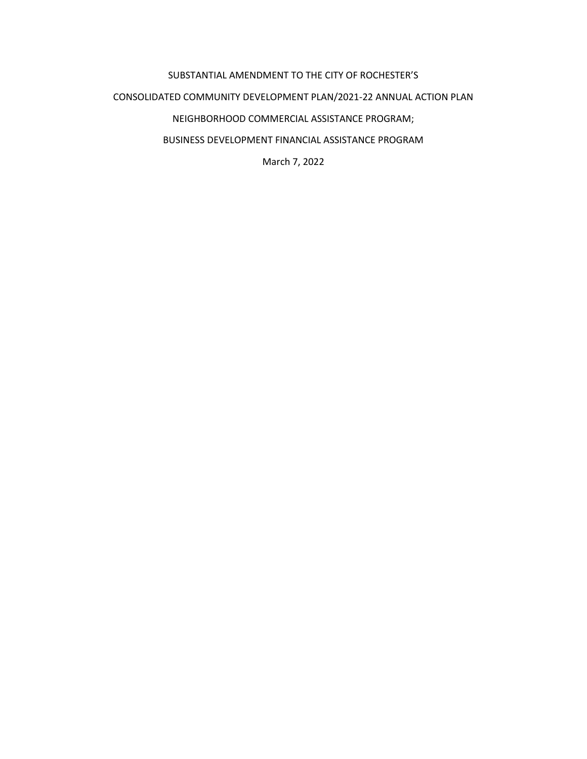SUBSTANTIAL AMENDMENT TO THE CITY OF ROCHESTER'S

CONSOLIDATED COMMUNITY DEVELOPMENT PLAN/2021-22 ANNUAL ACTION PLAN

NEIGHBORHOOD COMMERCIAL ASSISTANCE PROGRAM;

BUSINESS DEVELOPMENT FINANCIAL ASSISTANCE PROGRAM

March 7, 2022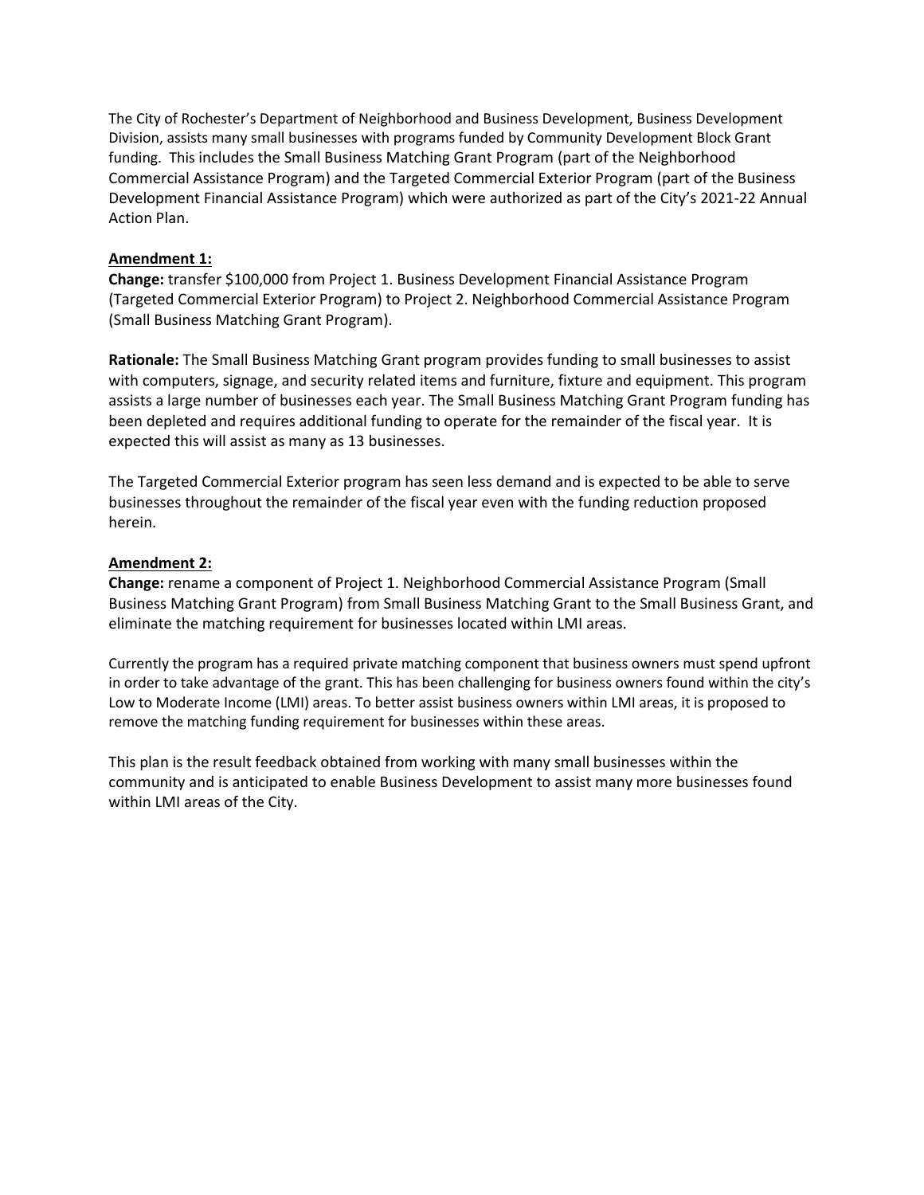The City of Rochester's Department of Neighborhood and Business Development, Business Development Division, assists many small businesses with programs funded by Community Development Block Grant funding. This includes the Small Business Matching Grant Program (part of the Neighborhood Commercial Assistance Program) and the Targeted Commercial Exterior Program (part of the Business Development Financial Assistance Program) which were authorized as part of the City's 2021-22 Annual Action Plan.

**Amendment 1:**

**Change:** transfer $100,000 from Project 1. Business Development Financial Assistance Program (Targeted Commercial Exterior Program) to Project 2. Neighborhood Commercial Assistance Program (Small Business Matching Grant Program).

**Rationale:** The Small Business Matching Grant program provides funding to small businesses to assist with computers, signage, and security related items and furniture, fixture and equipment. This program assists a large number of businesses each year. The Small Business Matching Grant Program funding has been depleted and requires additional funding to operate for the remainder of the fiscal year. It is expected this will assist as many as 13 businesses.

The Targeted Commercial Exterior program has seen less demand and is expected to be able to serve businesses throughout the remainder of the fiscal year even with the funding reduction proposed herein.

**Amendment 2:**

**Change:** rename a component of Project 1. Neighborhood Commercial Assistance Program (Small Business Matching Grant Program) from Small Business Matching Grant to the Small Business Grant, and eliminate the matching requirement for businesses located within LMI areas.

Currently the program has a required private matching component that business owners must spend upfront in order to take advantage of the grant. This has been challenging for business owners found within the city's Low to Moderate Income (LMI) areas. To better assist business owners within LMI areas, it is proposed to remove the matching funding requirement for businesses within these areas.

This plan is the result feedback obtained from working with many small businesses within the community and is anticipated to enable Business Development to assist many more businesses found within LMI areas of the City.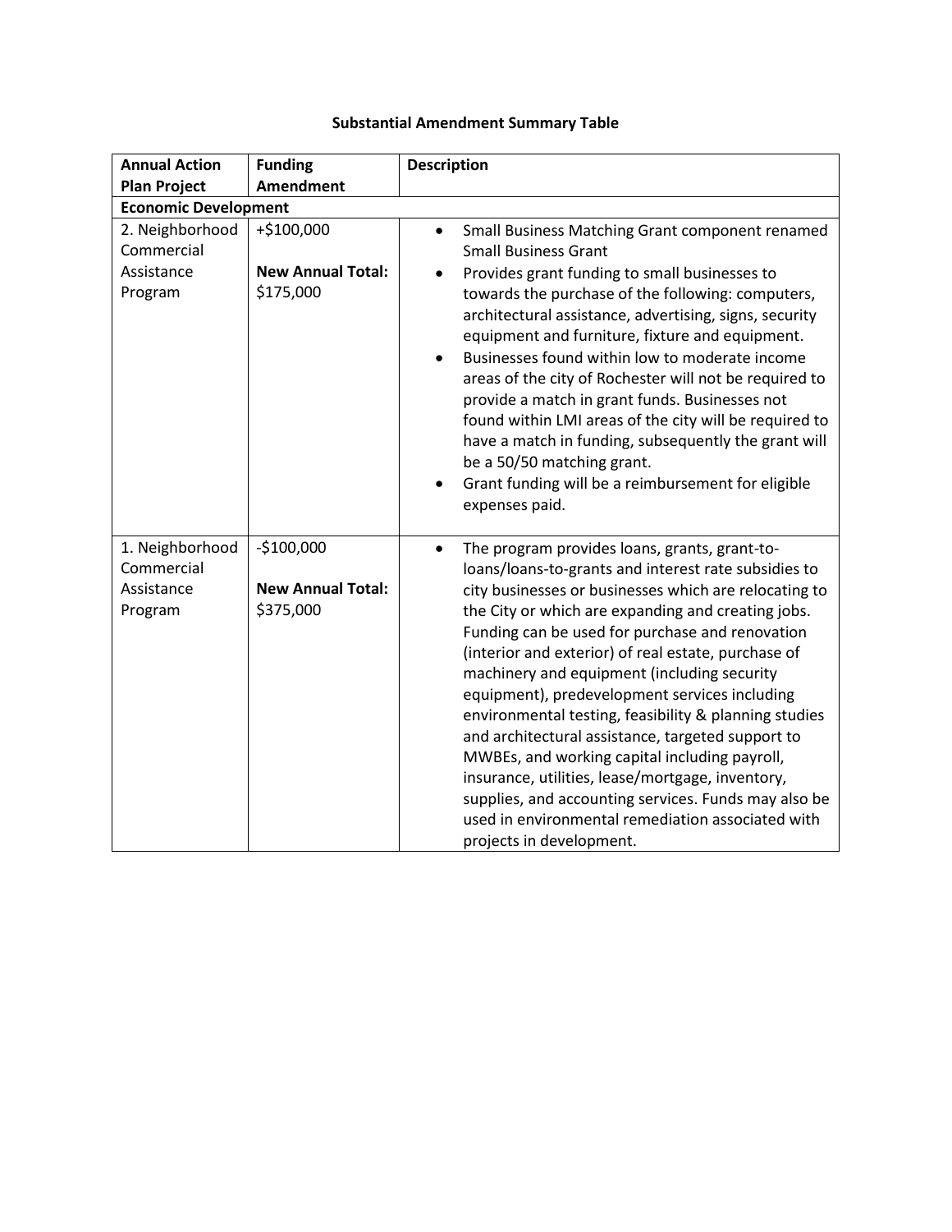## Substantial Amendment Summary Table

| Annual Action Plan Project | Funding Amendment | Description |
|---|---|---|
| **Economic Development** | | |
| 2. Neighborhood Commercial Assistance Program | +$100,000<br><br>**New Annual Total:** $175,000 | • Small Business Matching Grant component renamed Small Business Grant<br>• Provides grant funding to small businesses to towards the purchase of the following: computers, architectural assistance, advertising, signs, security equipment and furniture, fixture and equipment.<br>• Businesses found within low to moderate income areas of the city of Rochester will not be required to provide a match in grant funds. Businesses not found within LMI areas of the city will be required to have a match in funding, subsequently the grant will be a 50/50 matching grant.<br>• Grant funding will be a reimbursement for eligible expenses paid. |
| 1. Neighborhood Commercial Assistance Program | -$100,000<br><br>**New Annual Total:** $375,000 | • The program provides loans, grants, grant-to-loans/loans-to-grants and interest rate subsidies to city businesses or businesses which are relocating to the City or which are expanding and creating jobs. Funding can be used for purchase and renovation (interior and exterior) of real estate, purchase of machinery and equipment (including security equipment), predevelopment services including environmental testing, feasibility & planning studies and architectural assistance, targeted support to MWBEs, and working capital including payroll, insurance, utilities, lease/mortgage, inventory, supplies, and accounting services. Funds may also be used in environmental remediation associated with projects in development. |